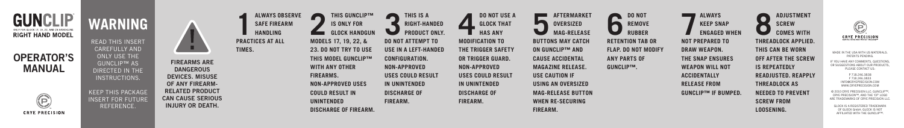# GUNCLIP

ONLY FOR GLOCK 17, 19, 22, AND 23 HANDGUNS

**RIGHT HAND MODEL**

## OPERATOR'S MANUAL

CRYE PRECISION

## WARNING

READ THIS INSERT CAREFULLY AND ONLY USE THE GUNCLIP™ AS DIRECTED IN THE INSTRUCTIONS.

KEEP THIS PACKAGE INSERT FOR FUTURE REFERENCE.

!

**FIREARMS ARE DANGEROUS DEVICES. MISUSE OF ANY FIREARM-RELATED PRODUCT CAN CAUSE SERIOUS INJURY OR DEATH.**

1. **ALWAYS OBSERVE SAFE FIREARM HANDLING PRACTICES AT ALL TIMES.**

2. **THIS GUNCLIP™ IS ONLY FOR GLOCK HANDGUN MODELS 17, 19, 22, & 23. DO NOT TRY TO USE THIS MODEL GUNCLIP™ WITH ANY OTHER FIREARMS. NON-APPROVED USES COULD RESULT IN UNINTENDED DISCHARGE OF FIREARM.**

3. **THIS IS A RIGHT-HANDED PRODUCT ONLY. DO NOT ATTEMPT TO USE IN A LEFT-HANDED CONFIGURATION. NON-APPROVED USES COULD RESULT IN UNINTENDED DISCHARGE OF FIREARM.**

4. **DO NOT USE A GLOCK THAT HAS ANY MODIFICATION TO THE TRIGGER SAFETY OR TRIGGER GUARD. NON-APPROVED USES COULD RESULT IN UNINTENDED DISCHARGE OF FIREARM.**

5. **AFTERMARKET OVERSIZED MAG-RELEASE BUTTONS MAY CATCH ON GUNCLIP™ AND CAUSE ACCIDENTAL MAGAZINE RELEASE. USE CAUTION IF USING AN OVERSIZED MAG-RELEASE BUTTON WHEN RE-SECURING FIREARM.**

6. **DO NOT REMOVE RUBBER RETENTION TAB OR FLAP. DO NOT MODIFY ANY PARTS OF GUNCLIP™.**

7. **ALWAYS KEEP SNAP ENGAGED WHEN NOT PREPARED TO DRAW WEAPON. THE SNAP ENSURES WEAPON WILL NOT ACCIDENTALLY RELEASE FROM GUNCLIP™ IF BUMPED.**

8. **ADJUSTMENT SCREW COMES WITH THREADLOCK APPLIED. THIS CAN BE WORN OFF AFTER THE SCREW IS REPEATEDLY READJUSTED. REAPPLY THREADLOCK AS NEEDED TO PREVENT SCREW FROM LOOSENING.**

CRYE PRECISION

MADE IN THE USA WITH US MATERIALS. PATENTS PENDING.

IF YOU HAVE ANY COMMENTS, QUESTIONS, OR SUGGESTIONS ABOUT OUR PRODUCTS, PLEASE CONTACT US.

P 718.246.3838
F 718.246.3833
INFO@CRYEPRECISION.COM
WWW.CRYEPRECISION.COM

© 2010 CRYE PRECISION LLC. GUNCLIP™, CRYE PRECISION™, AND THE 'CP' LOGO ARE TRADEMARKS OF CRYE PRECISION LLC.

GLOCK IS A REGISTERED TRADEMARK OF GLOCK GmbH. GLOCK IS NOT AFFILIATED WITH THE GUNCLIP™.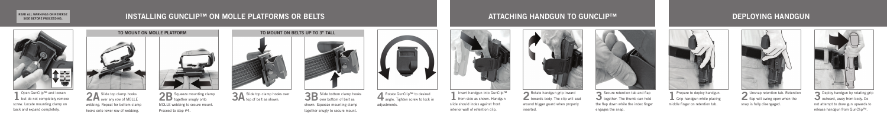READ ALL WARNINGS ON REVERSE SIDE BEFORE PROCEEDING.

## INSTALLING GUNCLIP™ ON MOLLE PLATFORMS OR BELTS

**1** Open GunClip™ and loosen but do not completely remove screw. Locate mounting clamp on back and expand completely.

### TO MOUNT ON MOLLE PLATFORM

**2A** Slide top clamp hooks over any row of MOLLE webbing. Repeat for bottom clamp hooks onto lower row of webbing.

**2B** Squeeze mounting clamp together snugly onto MOLLE webbing to secure mount. Proceed to step #4.

### TO MOUNT ON BELTS UP TO 3" TALL

**3A** Slide top clamp hooks over top of belt as shown.

**3B** Slide bottom clamp hooks over bottom of belt as shown. Squeeze mounting clamp together snugly to secure mount.

**4** Rotate GunClip™ to desired angle. Tighten screw to lock in adjustments.

## ATTACHING HANDGUN TO GUNCLIP™

**1** Insert handgun into GunClip™ from side as shown. Handgun slide should index against front interior wall of retention clip.

**2** Rotate handgun grip inward towards body. The clip will seal around trigger guard when properly inserted.

**3** Secure retention tab and flap together. The thumb can hold the flap down while the index finger engages the snap.

## DEPLOYING HANDGUN

**1** Prepare to deploy handgun. Grip handgun while placing middle finger on retention tab.

**2** Unsnap retention tab. Retention flap will swing open when the snap is fully disengaged.

**3** Deploy handgun by rotating grip outward, away from body. Do not attempt to draw gun upwards to release handgun from GunClip™.